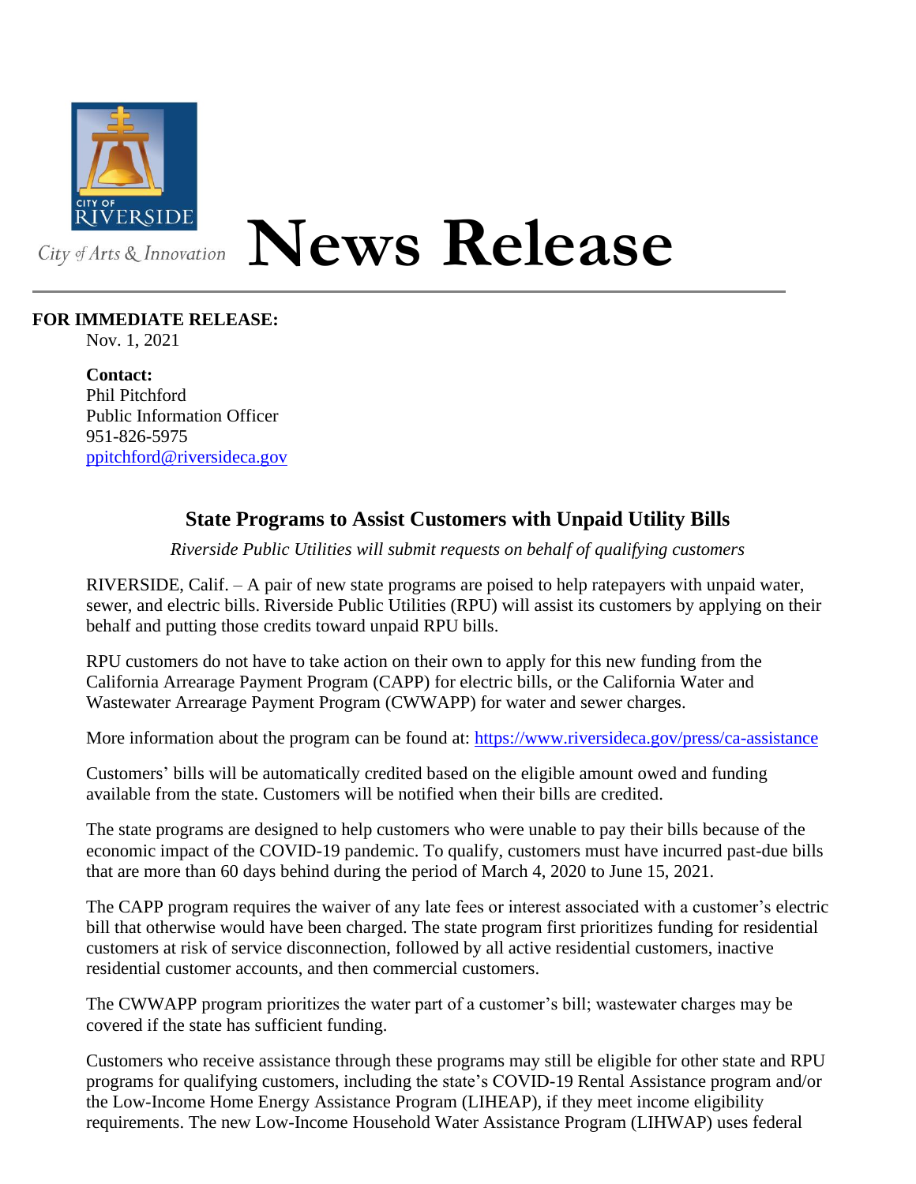CITY OF RIVERSIDE

City of Arts & Innovation

# News Release

**FOR IMMEDIATE RELEASE:**
Nov. 1, 2021

**Contact:**
Phil Pitchford
Public Information Officer
951-826-5975
ppitchford@riversideca.gov

## State Programs to Assist Customers with Unpaid Utility Bills

*Riverside Public Utilities will submit requests on behalf of qualifying customers*

RIVERSIDE, Calif. – A pair of new state programs are poised to help ratepayers with unpaid water, sewer, and electric bills. Riverside Public Utilities (RPU) will assist its customers by applying on their behalf and putting those credits toward unpaid RPU bills.

RPU customers do not have to take action on their own to apply for this new funding from the California Arrearage Payment Program (CAPP) for electric bills, or the California Water and Wastewater Arrearage Payment Program (CWWAPP) for water and sewer charges.

More information about the program can be found at: https://www.riversideca.gov/press/ca-assistance

Customers' bills will be automatically credited based on the eligible amount owed and funding available from the state. Customers will be notified when their bills are credited.

The state programs are designed to help customers who were unable to pay their bills because of the economic impact of the COVID-19 pandemic. To qualify, customers must have incurred past-due bills that are more than 60 days behind during the period of March 4, 2020 to June 15, 2021.

The CAPP program requires the waiver of any late fees or interest associated with a customer's electric bill that otherwise would have been charged. The state program first prioritizes funding for residential customers at risk of service disconnection, followed by all active residential customers, inactive residential customer accounts, and then commercial customers.

The CWWAPP program prioritizes the water part of a customer's bill; wastewater charges may be covered if the state has sufficient funding.

Customers who receive assistance through these programs may still be eligible for other state and RPU programs for qualifying customers, including the state's COVID-19 Rental Assistance program and/or the Low-Income Home Energy Assistance Program (LIHEAP), if they meet income eligibility requirements. The new Low-Income Household Water Assistance Program (LIHWAP) uses federal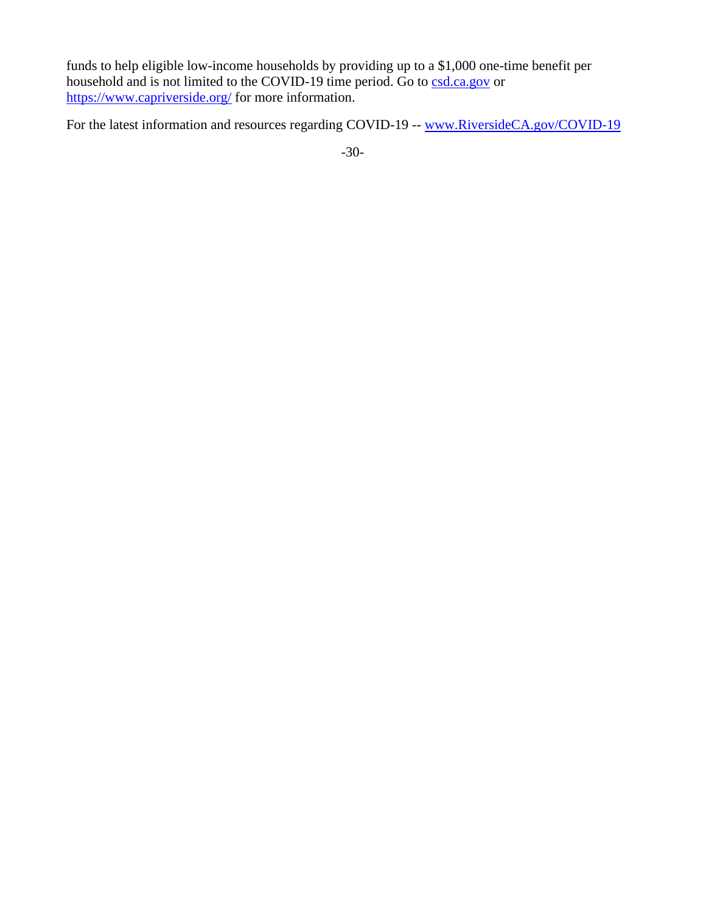funds to help eligible low-income households by providing up to a $1,000 one-time benefit per household and is not limited to the COVID-19 time period. Go to [csd.ca.gov](csd.ca.gov) or [https://www.capriverside.org/](https://www.capriverside.org/) for more information.

For the latest information and resources regarding COVID-19 -- [www.RiversideCA.gov/COVID-19](www.RiversideCA.gov/COVID-19)

-30-